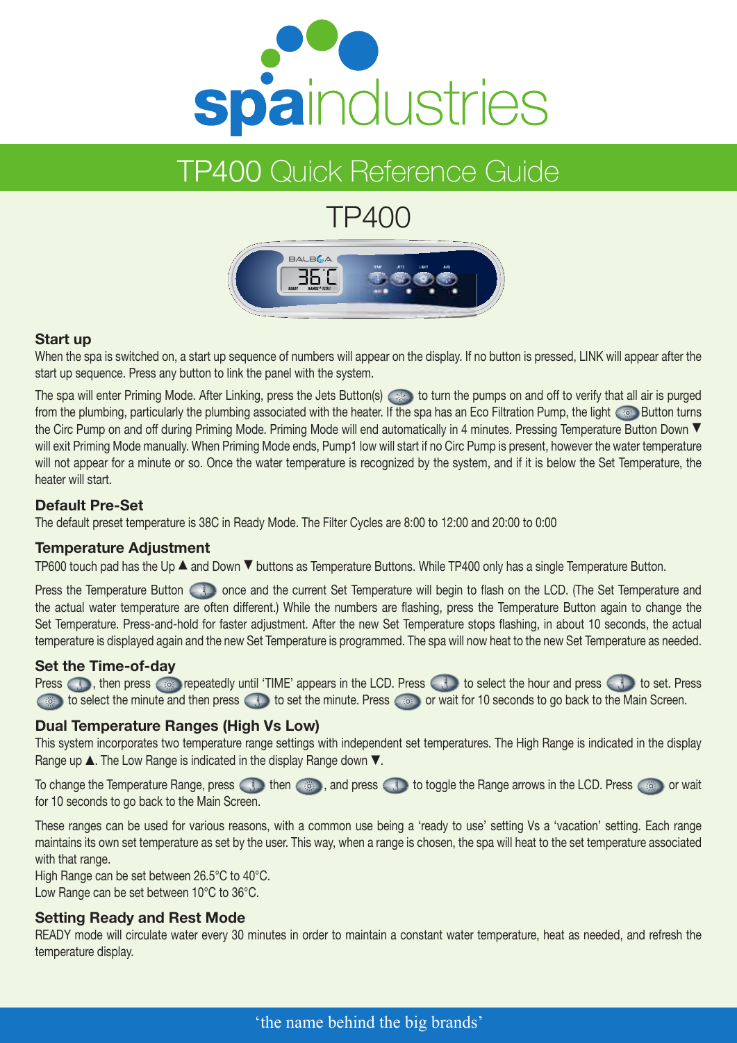# spaindustries

## TP400 Quick Reference Guide

### TP400

### Start up

When the spa is switched on, a start up sequence of numbers will appear on the display. If no button is pressed, LINK will appear after the start up sequence. Press any button to link the panel with the system.

The spa will enter Priming Mode. After Linking, press the Jets Button(s) to turn the pumps on and off to verify that all air is purged from the plumbing, particularly the plumbing associated with the heater. If the spa has an Eco Filtration Pump, the light Button turns the Circ Pump on and off during Priming Mode. Priming Mode will end automatically in 4 minutes. Pressing Temperature Button Down ▼ will exit Priming Mode manually. When Priming Mode ends, Pump1 low will start if no Circ Pump is present, however the water temperature will not appear for a minute or so. Once the water temperature is recognized by the system, and if it is below the Set Temperature, the heater will start.

### Default Pre-Set

The default preset temperature is 38C in Ready Mode. The Filter Cycles are 8:00 to 12:00 and 20:00 to 0:00

### Temperature Adjustment

TP600 touch pad has the Up ▲ and Down ▼ buttons as Temperature Buttons. While TP400 only has a single Temperature Button.

Press the Temperature Button once and the current Set Temperature will begin to flash on the LCD. (The Set Temperature and the actual water temperature are often different.) While the numbers are flashing, press the Temperature Button again to change the Set Temperature. Press-and-hold for faster adjustment. After the new Set Temperature stops flashing, in about 10 seconds, the actual temperature is displayed again and the new Set Temperature is programmed. The spa will now heat to the new Set Temperature as needed.

### Set the Time-of-day

Press , then press repeatedly until 'TIME' appears in the LCD. Press to select the hour and press to set. Press to select the minute and then press to set the minute. Press or wait for 10 seconds to go back to the Main Screen.

### Dual Temperature Ranges (High Vs Low)

This system incorporates two temperature range settings with independent set temperatures. The High Range is indicated in the display Range up ▲. The Low Range is indicated in the display Range down ▼.

To change the Temperature Range, press then , and press to toggle the Range arrows in the LCD. Press or wait for 10 seconds to go back to the Main Screen.

These ranges can be used for various reasons, with a common use being a 'ready to use' setting Vs a 'vacation' setting. Each range maintains its own set temperature as set by the user. This way, when a range is chosen, the spa will heat to the set temperature associated with that range.
High Range can be set between 26.5°C to 40°C.
Low Range can be set between 10°C to 36°C.

### Setting Ready and Rest Mode

READY mode will circulate water every 30 minutes in order to maintain a constant water temperature, heat as needed, and refresh the temperature display.

'the name behind the big brands'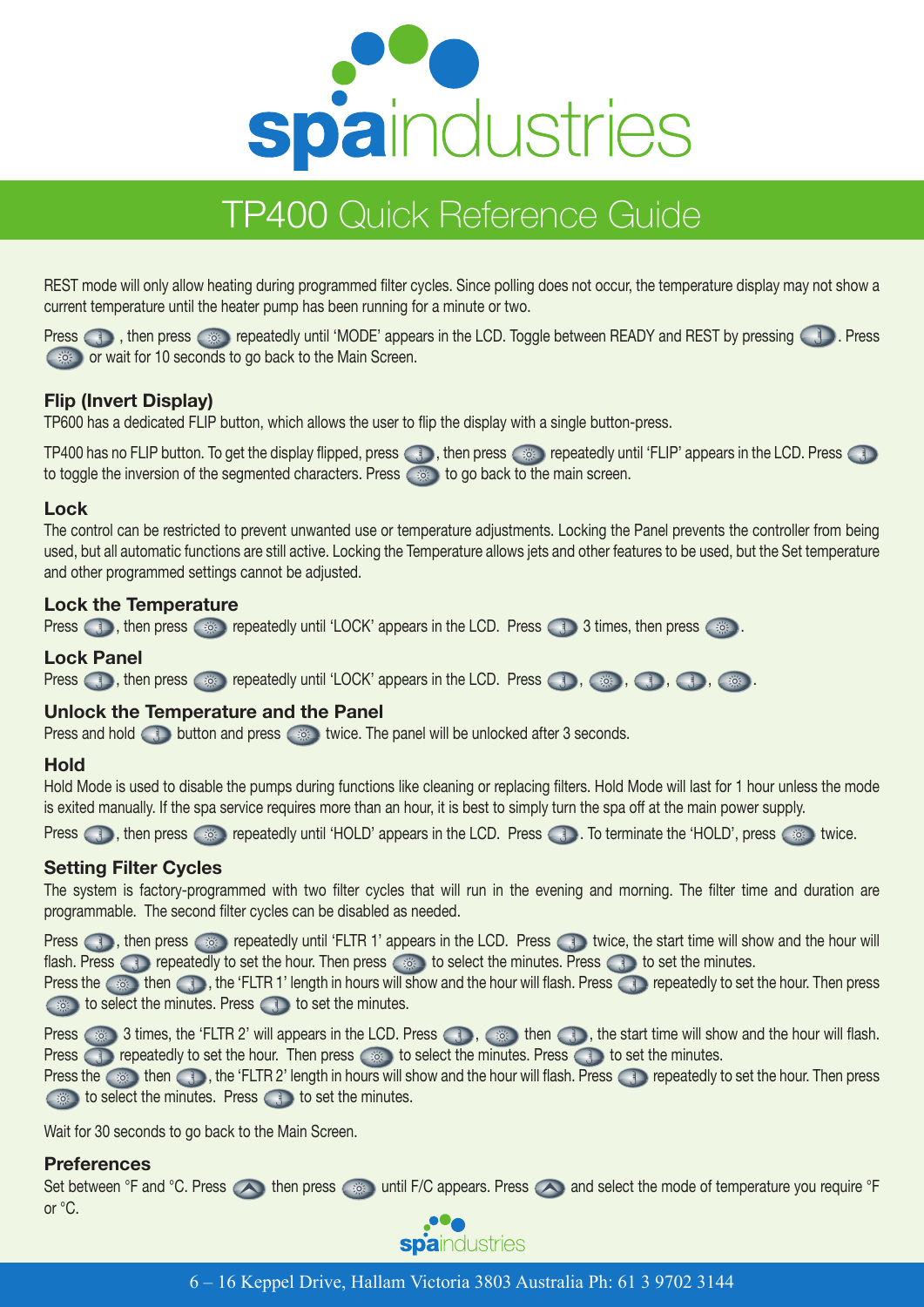# TP400 Quick Reference Guide

REST mode will only allow heating during programmed filter cycles. Since polling does not occur, the temperature display may not show a current temperature until the heater pump has been running for a minute or two.

Press , then press repeatedly until 'MODE' appears in the LCD. Toggle between READY and REST by pressing . Press or wait for 10 seconds to go back to the Main Screen.

## Flip (Invert Display)

TP600 has a dedicated FLIP button, which allows the user to flip the display with a single button-press.

TP400 has no FLIP button. To get the display flipped, press , then press repeatedly until 'FLIP' appears in the LCD. Press to toggle the inversion of the segmented characters. Press to go back to the main screen.

## Lock

The control can be restricted to prevent unwanted use or temperature adjustments. Locking the Panel prevents the controller from being used, but all automatic functions are still active. Locking the Temperature allows jets and other features to be used, but the Set temperature and other programmed settings cannot be adjusted.

## Lock the Temperature

Press , then press repeatedly until 'LOCK' appears in the LCD. Press 3 times, then press .

## Lock Panel

Press , then press repeatedly until 'LOCK' appears in the LCD. Press , , , , .

## Unlock the Temperature and the Panel

Press and hold button and press twice. The panel will be unlocked after 3 seconds.

## Hold

Hold Mode is used to disable the pumps during functions like cleaning or replacing filters. Hold Mode will last for 1 hour unless the mode is exited manually. If the spa service requires more than an hour, it is best to simply turn the spa off at the main power supply.

Press , then press repeatedly until 'HOLD' appears in the LCD. Press . To terminate the 'HOLD', press twice.

## Setting Filter Cycles

The system is factory-programmed with two filter cycles that will run in the evening and morning. The filter time and duration are programmable. The second filter cycles can be disabled as needed.

Press , then press repeatedly until 'FLTR 1' appears in the LCD. Press twice, the start time will show and the hour will flash. Press repeatedly to set the hour. Then press to select the minutes. Press to set the minutes.
Press the then , the 'FLTR 1' length in hours will show and the hour will flash. Press repeatedly to set the hour. Then press to select the minutes. Press to set the minutes.

Press 3 times, the 'FLTR 2' will appears in the LCD. Press , then , the start time will show and the hour will flash. Press repeatedly to set the hour. Then press to select the minutes. Press to set the minutes.
Press the then , the 'FLTR 2' length in hours will show and the hour will flash. Press repeatedly to set the hour. Then press to select the minutes. Press to set the minutes.

Wait for 30 seconds to go back to the Main Screen.

## Preferences

Set between °F and °C. Press then press until F/C appears. Press and select the mode of temperature you require °F or °C.